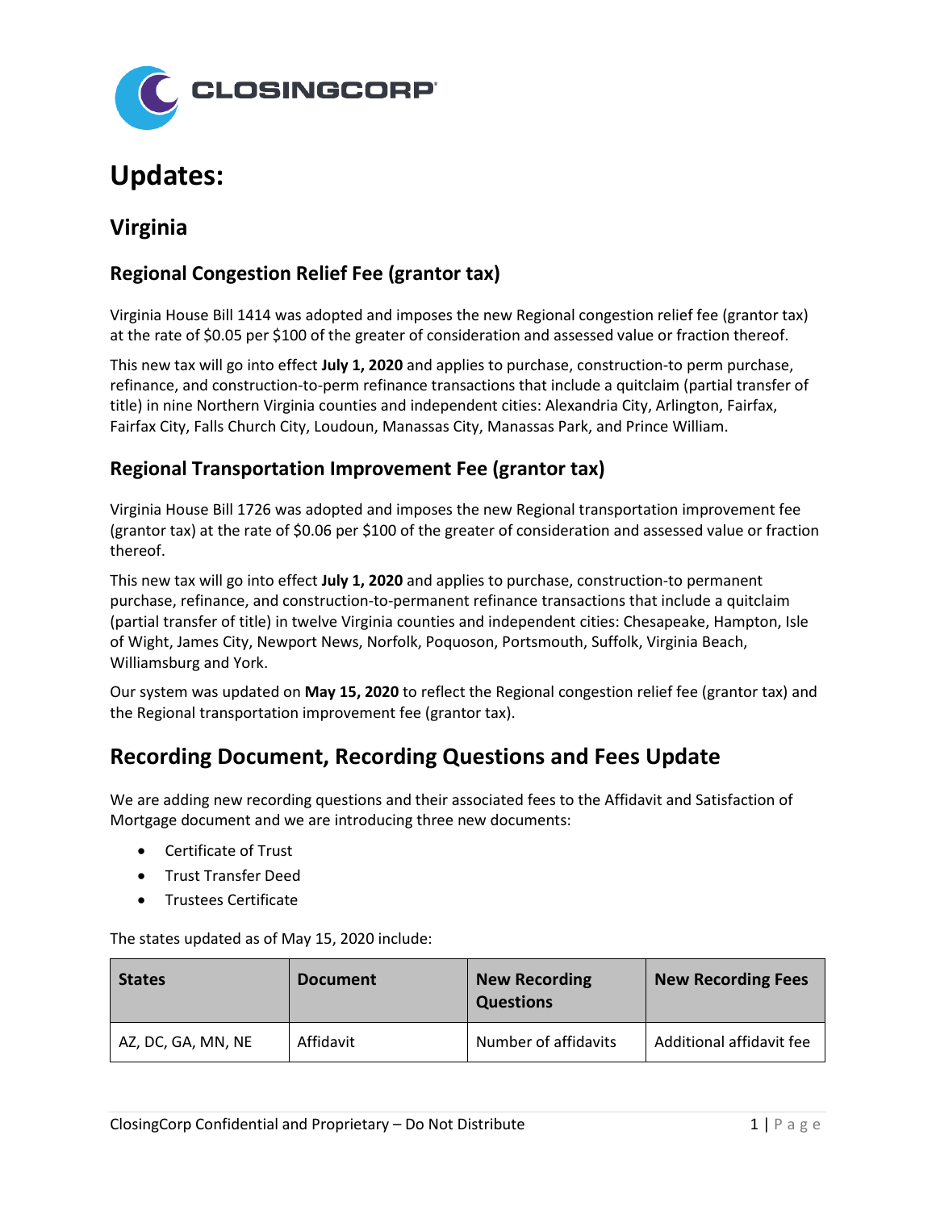# Updates:

## Virginia

### Regional Congestion Relief Fee (grantor tax)

Virginia House Bill 1414 was adopted and imposes the new Regional congestion relief fee (grantor tax) at the rate of $0.05 per $100 of the greater of consideration and assessed value or fraction thereof.

This new tax will go into effect **July 1, 2020** and applies to purchase, construction-to perm purchase, refinance, and construction-to-perm refinance transactions that include a quitclaim (partial transfer of title) in nine Northern Virginia counties and independent cities: Alexandria City, Arlington, Fairfax, Fairfax City, Falls Church City, Loudoun, Manassas City, Manassas Park, and Prince William.

### Regional Transportation Improvement Fee (grantor tax)

Virginia House Bill 1726 was adopted and imposes the new Regional transportation improvement fee (grantor tax) at the rate of $0.06 per $100 of the greater of consideration and assessed value or fraction thereof.

This new tax will go into effect **July 1, 2020** and applies to purchase, construction-to permanent purchase, refinance, and construction-to-permanent refinance transactions that include a quitclaim (partial transfer of title) in twelve Virginia counties and independent cities: Chesapeake, Hampton, Isle of Wight, James City, Newport News, Norfolk, Poquoson, Portsmouth, Suffolk, Virginia Beach, Williamsburg and York.

Our system was updated on **May 15, 2020** to reflect the Regional congestion relief fee (grantor tax) and the Regional transportation improvement fee (grantor tax).

## Recording Document, Recording Questions and Fees Update

We are adding new recording questions and their associated fees to the Affidavit and Satisfaction of Mortgage document and we are introducing three new documents:

- Certificate of Trust
- Trust Transfer Deed
- Trustees Certificate

The states updated as of May 15, 2020 include:

| States | Document | New Recording Questions | New Recording Fees |
|---|---|---|---|
| AZ, DC, GA, MN, NE | Affidavit | Number of affidavits | Additional affidavit fee |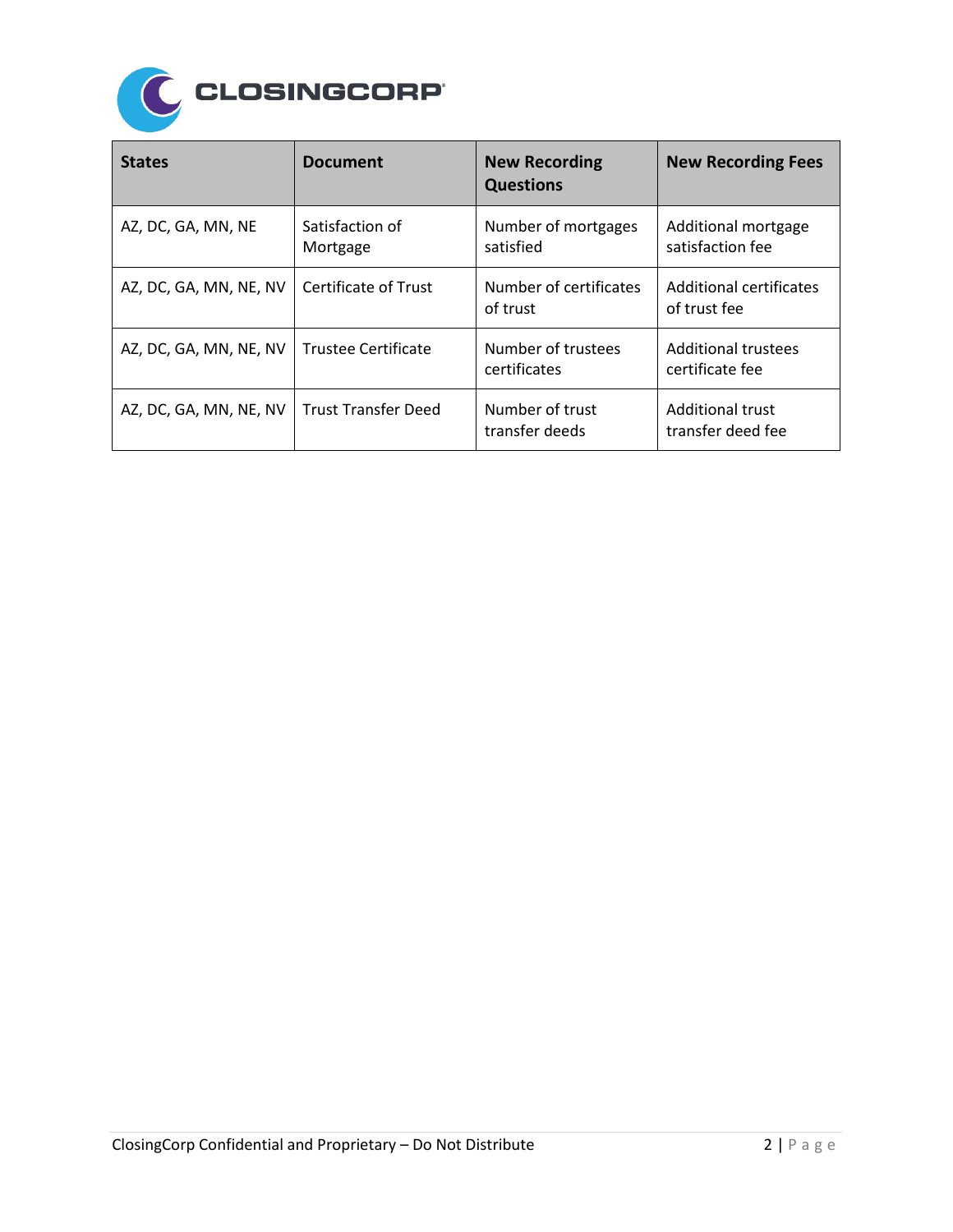| States | Document | New Recording Questions | New Recording Fees |
|---|---|---|---|
| AZ, DC, GA, MN, NE | Satisfaction of Mortgage | Number of mortgages satisfied | Additional mortgage satisfaction fee |
| AZ, DC, GA, MN, NE, NV | Certificate of Trust | Number of certificates of trust | Additional certificates of trust fee |
| AZ, DC, GA, MN, NE, NV | Trustee Certificate | Number of trustees certificates | Additional trustees certificate fee |
| AZ, DC, GA, MN, NE, NV | Trust Transfer Deed | Number of trust transfer deeds | Additional trust transfer deed fee |